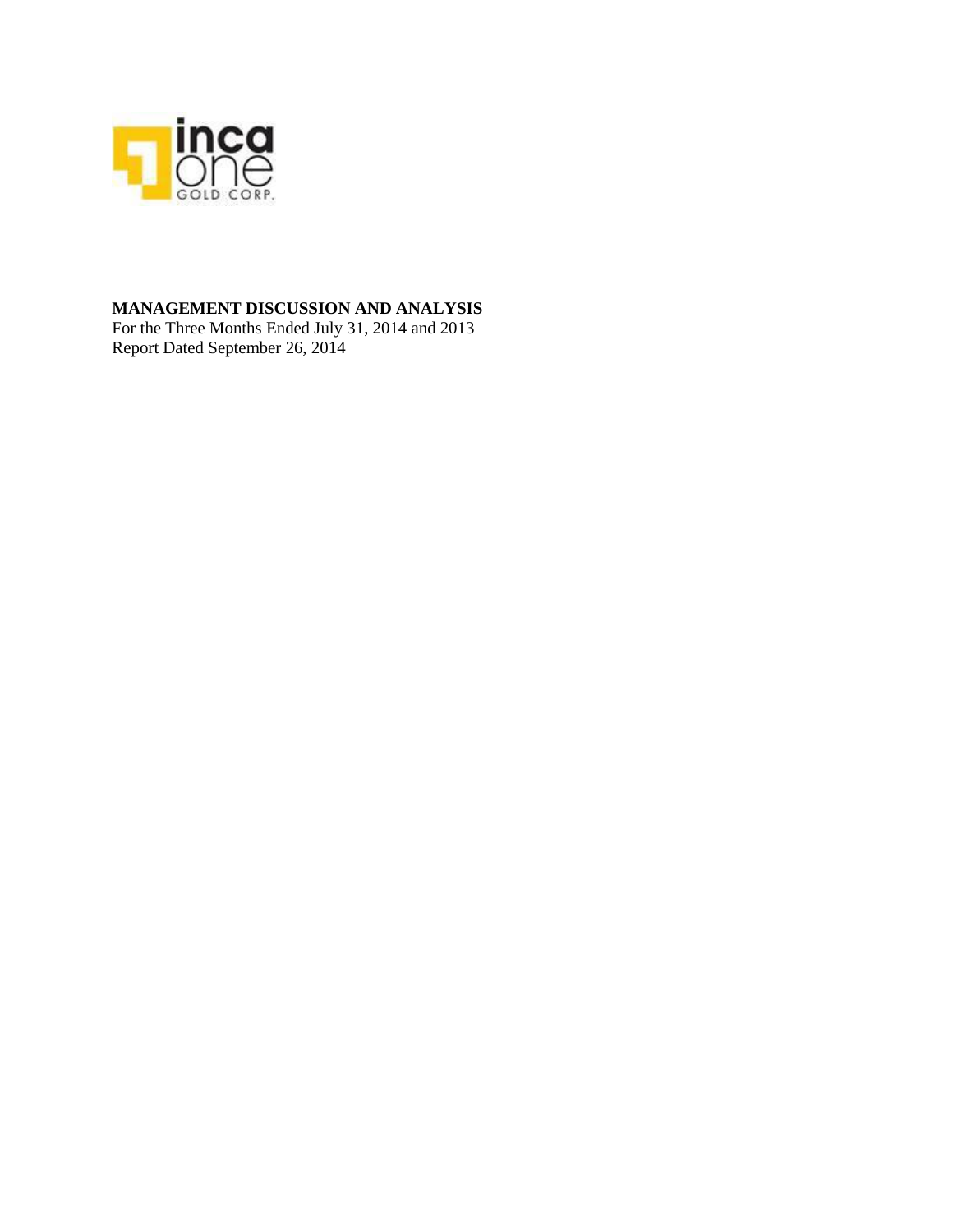**MANAGEMENT DISCUSSION AND ANALYSIS**

For the Three Months Ended July 31, 2014 and 2013

Report Dated September 26, 2014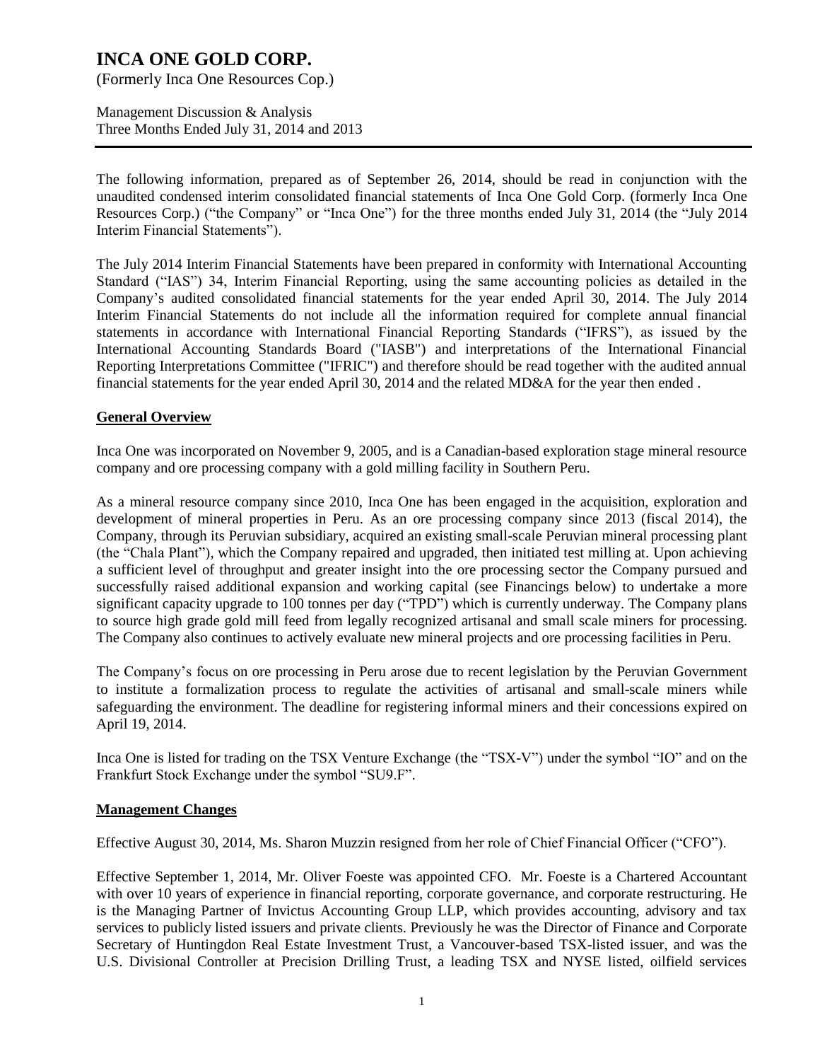# INCA ONE GOLD CORP.

(Formerly Inca One Resources Cop.)

Management Discussion & Analysis
Three Months Ended July 31, 2014 and 2013

The following information, prepared as of September 26, 2014, should be read in conjunction with the unaudited condensed interim consolidated financial statements of Inca One Gold Corp. (formerly Inca One Resources Corp.) ("the Company" or "Inca One") for the three months ended July 31, 2014 (the "July 2014 Interim Financial Statements").

The July 2014 Interim Financial Statements have been prepared in conformity with International Accounting Standard ("IAS") 34, Interim Financial Reporting, using the same accounting policies as detailed in the Company's audited consolidated financial statements for the year ended April 30, 2014. The July 2014 Interim Financial Statements do not include all the information required for complete annual financial statements in accordance with International Financial Reporting Standards ("IFRS"), as issued by the International Accounting Standards Board ("IASB") and interpretations of the International Financial Reporting Interpretations Committee ("IFRIC") and therefore should be read together with the audited annual financial statements for the year ended April 30, 2014 and the related MD&A for the year then ended .

## General Overview

Inca One was incorporated on November 9, 2005, and is a Canadian-based exploration stage mineral resource company and ore processing company with a gold milling facility in Southern Peru.

As a mineral resource company since 2010, Inca One has been engaged in the acquisition, exploration and development of mineral properties in Peru. As an ore processing company since 2013 (fiscal 2014), the Company, through its Peruvian subsidiary, acquired an existing small-scale Peruvian mineral processing plant (the "Chala Plant"), which the Company repaired and upgraded, then initiated test milling at. Upon achieving a sufficient level of throughput and greater insight into the ore processing sector the Company pursued and successfully raised additional expansion and working capital (see Financings below) to undertake a more significant capacity upgrade to 100 tonnes per day ("TPD") which is currently underway. The Company plans to source high grade gold mill feed from legally recognized artisanal and small scale miners for processing. The Company also continues to actively evaluate new mineral projects and ore processing facilities in Peru.

The Company's focus on ore processing in Peru arose due to recent legislation by the Peruvian Government to institute a formalization process to regulate the activities of artisanal and small-scale miners while safeguarding the environment. The deadline for registering informal miners and their concessions expired on April 19, 2014.

Inca One is listed for trading on the TSX Venture Exchange (the "TSX-V") under the symbol "IO" and on the Frankfurt Stock Exchange under the symbol "SU9.F".

## Management Changes

Effective August 30, 2014, Ms. Sharon Muzzin resigned from her role of Chief Financial Officer ("CFO").

Effective September 1, 2014, Mr. Oliver Foeste was appointed CFO. Mr. Foeste is a Chartered Accountant with over 10 years of experience in financial reporting, corporate governance, and corporate restructuring. He is the Managing Partner of Invictus Accounting Group LLP, which provides accounting, advisory and tax services to publicly listed issuers and private clients. Previously he was the Director of Finance and Corporate Secretary of Huntingdon Real Estate Investment Trust, a Vancouver-based TSX-listed issuer, and was the U.S. Divisional Controller at Precision Drilling Trust, a leading TSX and NYSE listed, oilfield services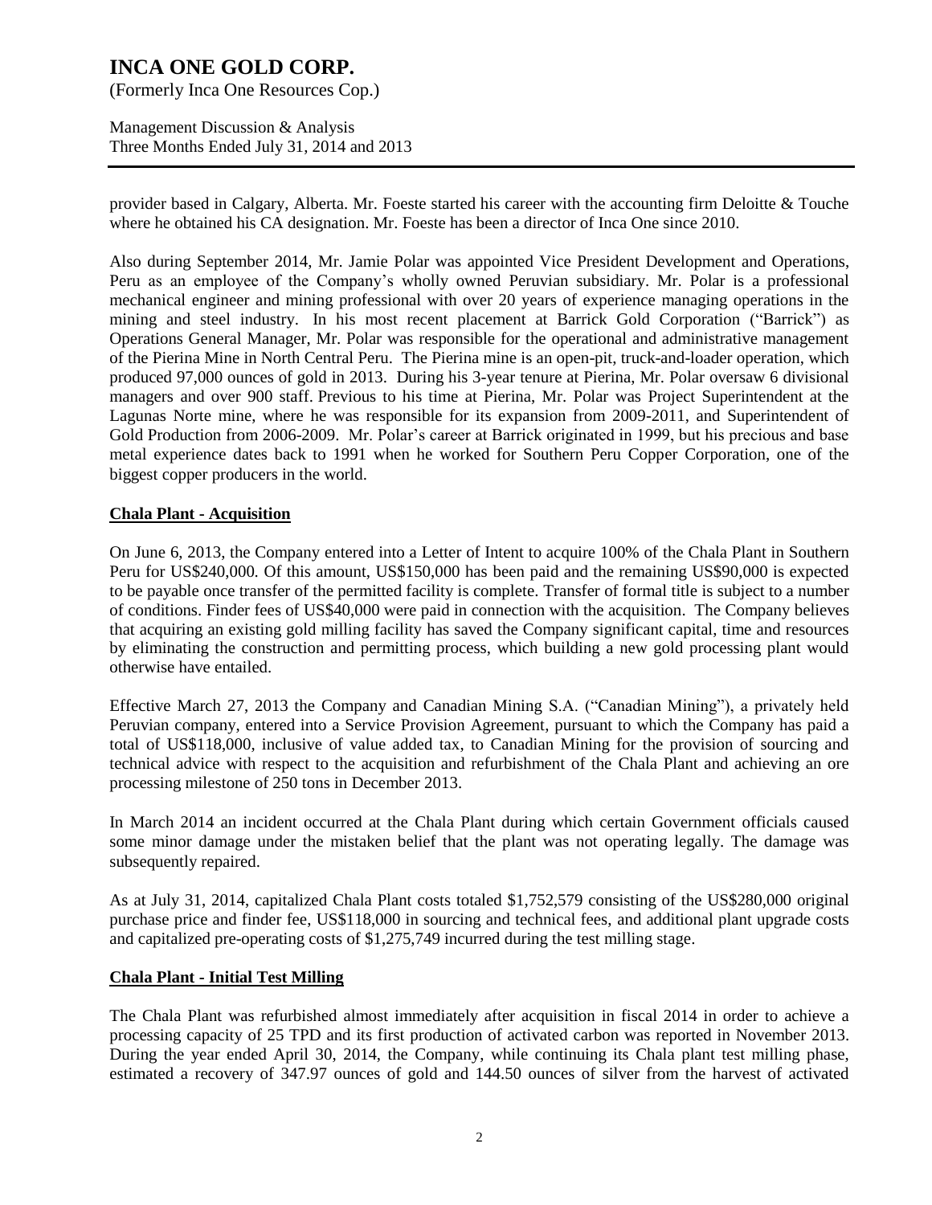provider based in Calgary, Alberta. Mr. Foeste started his career with the accounting firm Deloitte & Touche where he obtained his CA designation. Mr. Foeste has been a director of Inca One since 2010.

Also during September 2014, Mr. Jamie Polar was appointed Vice President Development and Operations, Peru as an employee of the Company's wholly owned Peruvian subsidiary. Mr. Polar is a professional mechanical engineer and mining professional with over 20 years of experience managing operations in the mining and steel industry. In his most recent placement at Barrick Gold Corporation ("Barrick") as Operations General Manager, Mr. Polar was responsible for the operational and administrative management of the Pierina Mine in North Central Peru. The Pierina mine is an open-pit, truck-and-loader operation, which produced 97,000 ounces of gold in 2013. During his 3-year tenure at Pierina, Mr. Polar oversaw 6 divisional managers and over 900 staff. Previous to his time at Pierina, Mr. Polar was Project Superintendent at the Lagunas Norte mine, where he was responsible for its expansion from 2009-2011, and Superintendent of Gold Production from 2006-2009. Mr. Polar's career at Barrick originated in 1999, but his precious and base metal experience dates back to 1991 when he worked for Southern Peru Copper Corporation, one of the biggest copper producers in the world.

## Chala Plant - Acquisition

On June 6, 2013, the Company entered into a Letter of Intent to acquire 100% of the Chala Plant in Southern Peru for US$240,000. Of this amount, US$150,000 has been paid and the remaining US$90,000 is expected to be payable once transfer of the permitted facility is complete. Transfer of formal title is subject to a number of conditions. Finder fees of US$40,000 were paid in connection with the acquisition. The Company believes that acquiring an existing gold milling facility has saved the Company significant capital, time and resources by eliminating the construction and permitting process, which building a new gold processing plant would otherwise have entailed.

Effective March 27, 2013 the Company and Canadian Mining S.A. ("Canadian Mining"), a privately held Peruvian company, entered into a Service Provision Agreement, pursuant to which the Company has paid a total of US$118,000, inclusive of value added tax, to Canadian Mining for the provision of sourcing and technical advice with respect to the acquisition and refurbishment of the Chala Plant and achieving an ore processing milestone of 250 tons in December 2013.

In March 2014 an incident occurred at the Chala Plant during which certain Government officials caused some minor damage under the mistaken belief that the plant was not operating legally. The damage was subsequently repaired.

As at July 31, 2014, capitalized Chala Plant costs totaled $1,752,579 consisting of the US$280,000 original purchase price and finder fee, US$118,000 in sourcing and technical fees, and additional plant upgrade costs and capitalized pre-operating costs of $1,275,749 incurred during the test milling stage.

## Chala Plant - Initial Test Milling

The Chala Plant was refurbished almost immediately after acquisition in fiscal 2014 in order to achieve a processing capacity of 25 TPD and its first production of activated carbon was reported in November 2013. During the year ended April 30, 2014, the Company, while continuing its Chala plant test milling phase, estimated a recovery of 347.97 ounces of gold and 144.50 ounces of silver from the harvest of activated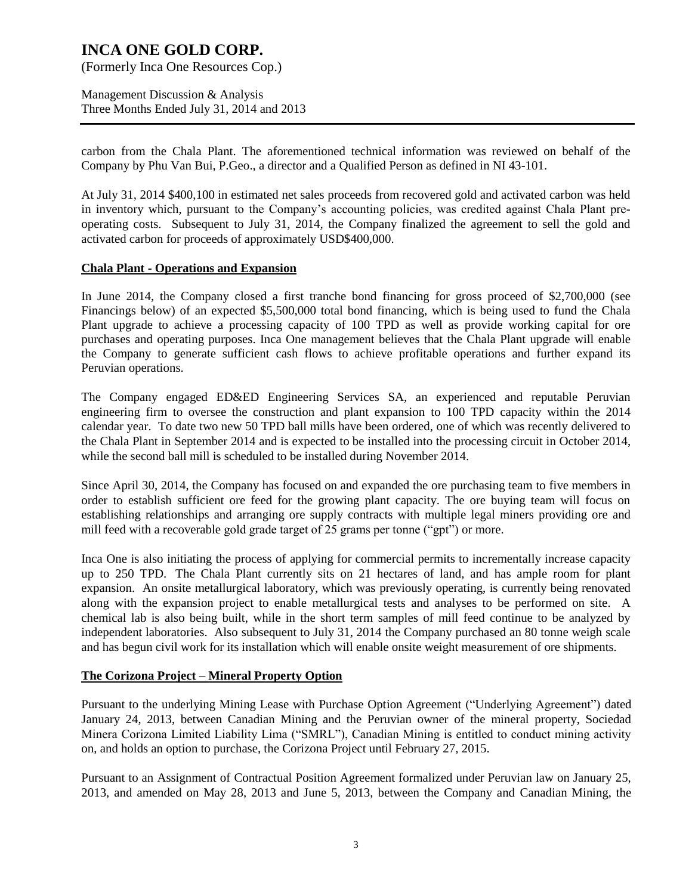carbon from the Chala Plant. The aforementioned technical information was reviewed on behalf of the Company by Phu Van Bui, P.Geo., a director and a Qualified Person as defined in NI 43-101.

At July 31, 2014 $400,100 in estimated net sales proceeds from recovered gold and activated carbon was held in inventory which, pursuant to the Company's accounting policies, was credited against Chala Plant pre-operating costs. Subsequent to July 31, 2014, the Company finalized the agreement to sell the gold and activated carbon for proceeds of approximately USD$400,000.

## Chala Plant - Operations and Expansion

In June 2014, the Company closed a first tranche bond financing for gross proceed of $2,700,000 (see Financings below) of an expected $5,500,000 total bond financing, which is being used to fund the Chala Plant upgrade to achieve a processing capacity of 100 TPD as well as provide working capital for ore purchases and operating purposes. Inca One management believes that the Chala Plant upgrade will enable the Company to generate sufficient cash flows to achieve profitable operations and further expand its Peruvian operations.

The Company engaged ED&ED Engineering Services SA, an experienced and reputable Peruvian engineering firm to oversee the construction and plant expansion to 100 TPD capacity within the 2014 calendar year. To date two new 50 TPD ball mills have been ordered, one of which was recently delivered to the Chala Plant in September 2014 and is expected to be installed into the processing circuit in October 2014, while the second ball mill is scheduled to be installed during November 2014.

Since April 30, 2014, the Company has focused on and expanded the ore purchasing team to five members in order to establish sufficient ore feed for the growing plant capacity. The ore buying team will focus on establishing relationships and arranging ore supply contracts with multiple legal miners providing ore and mill feed with a recoverable gold grade target of 25 grams per tonne ("gpt") or more.

Inca One is also initiating the process of applying for commercial permits to incrementally increase capacity up to 250 TPD. The Chala Plant currently sits on 21 hectares of land, and has ample room for plant expansion. An onsite metallurgical laboratory, which was previously operating, is currently being renovated along with the expansion project to enable metallurgical tests and analyses to be performed on site. A chemical lab is also being built, while in the short term samples of mill feed continue to be analyzed by independent laboratories. Also subsequent to July 31, 2014 the Company purchased an 80 tonne weigh scale and has begun civil work for its installation which will enable onsite weight measurement of ore shipments.

## The Corizona Project – Mineral Property Option

Pursuant to the underlying Mining Lease with Purchase Option Agreement ("Underlying Agreement") dated January 24, 2013, between Canadian Mining and the Peruvian owner of the mineral property, Sociedad Minera Corizona Limited Liability Lima ("SMRL"), Canadian Mining is entitled to conduct mining activity on, and holds an option to purchase, the Corizona Project until February 27, 2015.

Pursuant to an Assignment of Contractual Position Agreement formalized under Peruvian law on January 25, 2013, and amended on May 28, 2013 and June 5, 2013, between the Company and Canadian Mining, the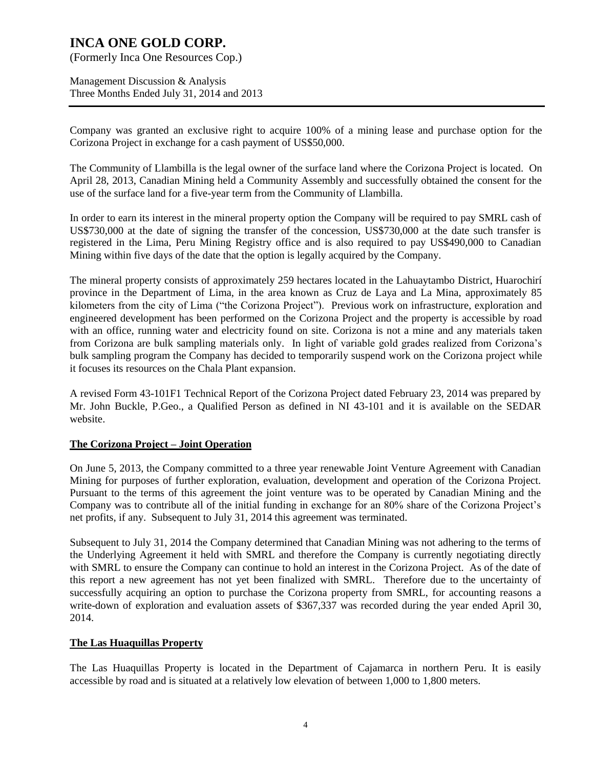Company was granted an exclusive right to acquire 100% of a mining lease and purchase option for the Corizona Project in exchange for a cash payment of US$50,000.

The Community of Llambilla is the legal owner of the surface land where the Corizona Project is located. On April 28, 2013, Canadian Mining held a Community Assembly and successfully obtained the consent for the use of the surface land for a five-year term from the Community of Llambilla.

In order to earn its interest in the mineral property option the Company will be required to pay SMRL cash of US$730,000 at the date of signing the transfer of the concession, US$730,000 at the date such transfer is registered in the Lima, Peru Mining Registry office and is also required to pay US$490,000 to Canadian Mining within five days of the date that the option is legally acquired by the Company.

The mineral property consists of approximately 259 hectares located in the Lahuaytambo District, Huarochirí province in the Department of Lima, in the area known as Cruz de Laya and La Mina, approximately 85 kilometers from the city of Lima ("the Corizona Project"). Previous work on infrastructure, exploration and engineered development has been performed on the Corizona Project and the property is accessible by road with an office, running water and electricity found on site. Corizona is not a mine and any materials taken from Corizona are bulk sampling materials only. In light of variable gold grades realized from Corizona's bulk sampling program the Company has decided to temporarily suspend work on the Corizona project while it focuses its resources on the Chala Plant expansion.

A revised Form 43-101F1 Technical Report of the Corizona Project dated February 23, 2014 was prepared by Mr. John Buckle, P.Geo., a Qualified Person as defined in NI 43-101 and it is available on the SEDAR website.

## The Corizona Project – Joint Operation

On June 5, 2013, the Company committed to a three year renewable Joint Venture Agreement with Canadian Mining for purposes of further exploration, evaluation, development and operation of the Corizona Project. Pursuant to the terms of this agreement the joint venture was to be operated by Canadian Mining and the Company was to contribute all of the initial funding in exchange for an 80% share of the Corizona Project's net profits, if any. Subsequent to July 31, 2014 this agreement was terminated.

Subsequent to July 31, 2014 the Company determined that Canadian Mining was not adhering to the terms of the Underlying Agreement it held with SMRL and therefore the Company is currently negotiating directly with SMRL to ensure the Company can continue to hold an interest in the Corizona Project. As of the date of this report a new agreement has not yet been finalized with SMRL. Therefore due to the uncertainty of successfully acquiring an option to purchase the Corizona property from SMRL, for accounting reasons a write-down of exploration and evaluation assets of $367,337 was recorded during the year ended April 30, 2014.

## The Las Huaquillas Property

The Las Huaquillas Property is located in the Department of Cajamarca in northern Peru. It is easily accessible by road and is situated at a relatively low elevation of between 1,000 to 1,800 meters.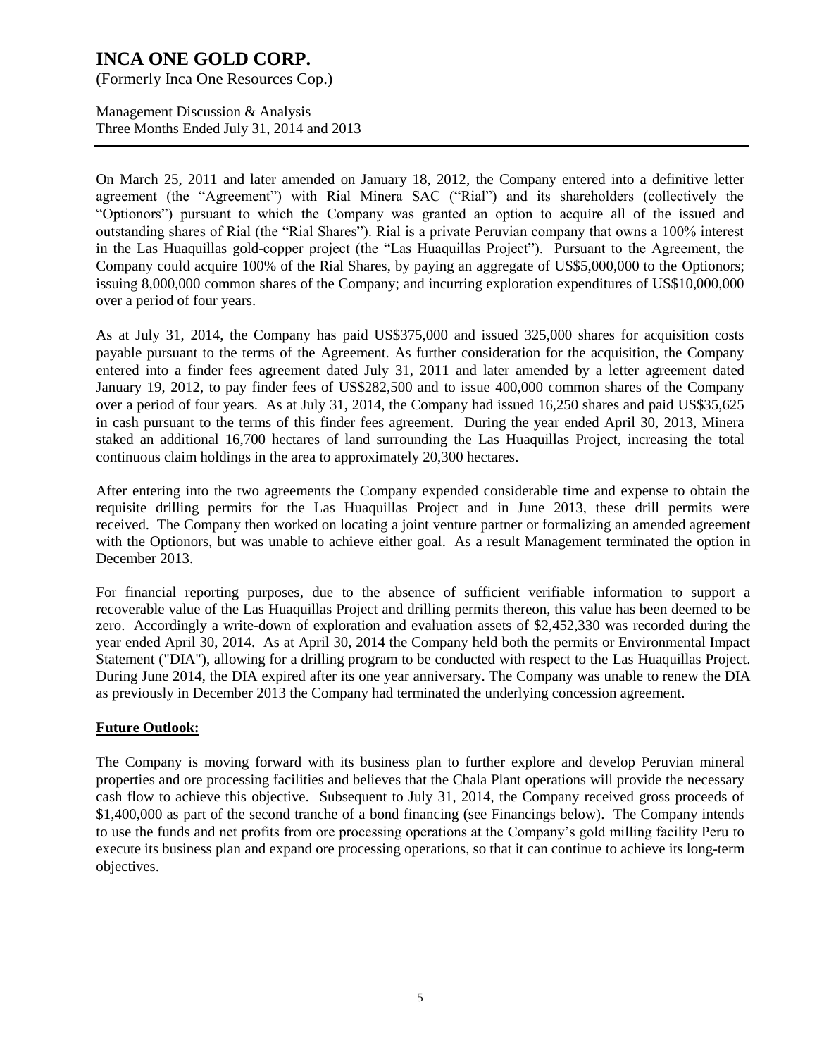On March 25, 2011 and later amended on January 18, 2012, the Company entered into a definitive letter agreement (the "Agreement") with Rial Minera SAC ("Rial") and its shareholders (collectively the "Optionors") pursuant to which the Company was granted an option to acquire all of the issued and outstanding shares of Rial (the "Rial Shares"). Rial is a private Peruvian company that owns a 100% interest in the Las Huaquillas gold-copper project (the "Las Huaquillas Project"). Pursuant to the Agreement, the Company could acquire 100% of the Rial Shares, by paying an aggregate of US$5,000,000 to the Optionors; issuing 8,000,000 common shares of the Company; and incurring exploration expenditures of US$10,000,000 over a period of four years.

As at July 31, 2014, the Company has paid US$375,000 and issued 325,000 shares for acquisition costs payable pursuant to the terms of the Agreement. As further consideration for the acquisition, the Company entered into a finder fees agreement dated July 31, 2011 and later amended by a letter agreement dated January 19, 2012, to pay finder fees of US$282,500 and to issue 400,000 common shares of the Company over a period of four years. As at July 31, 2014, the Company had issued 16,250 shares and paid US$35,625 in cash pursuant to the terms of this finder fees agreement. During the year ended April 30, 2013, Minera staked an additional 16,700 hectares of land surrounding the Las Huaquillas Project, increasing the total continuous claim holdings in the area to approximately 20,300 hectares.

After entering into the two agreements the Company expended considerable time and expense to obtain the requisite drilling permits for the Las Huaquillas Project and in June 2013, these drill permits were received. The Company then worked on locating a joint venture partner or formalizing an amended agreement with the Optionors, but was unable to achieve either goal. As a result Management terminated the option in December 2013.

For financial reporting purposes, due to the absence of sufficient verifiable information to support a recoverable value of the Las Huaquillas Project and drilling permits thereon, this value has been deemed to be zero. Accordingly a write-down of exploration and evaluation assets of $2,452,330 was recorded during the year ended April 30, 2014. As at April 30, 2014 the Company held both the permits or Environmental Impact Statement ("DIA"), allowing for a drilling program to be conducted with respect to the Las Huaquillas Project. During June 2014, the DIA expired after its one year anniversary. The Company was unable to renew the DIA as previously in December 2013 the Company had terminated the underlying concession agreement.

**Future Outlook:**

The Company is moving forward with its business plan to further explore and develop Peruvian mineral properties and ore processing facilities and believes that the Chala Plant operations will provide the necessary cash flow to achieve this objective. Subsequent to July 31, 2014, the Company received gross proceeds of $1,400,000 as part of the second tranche of a bond financing (see Financings below). The Company intends to use the funds and net profits from ore processing operations at the Company's gold milling facility Peru to execute its business plan and expand ore processing operations, so that it can continue to achieve its long-term objectives.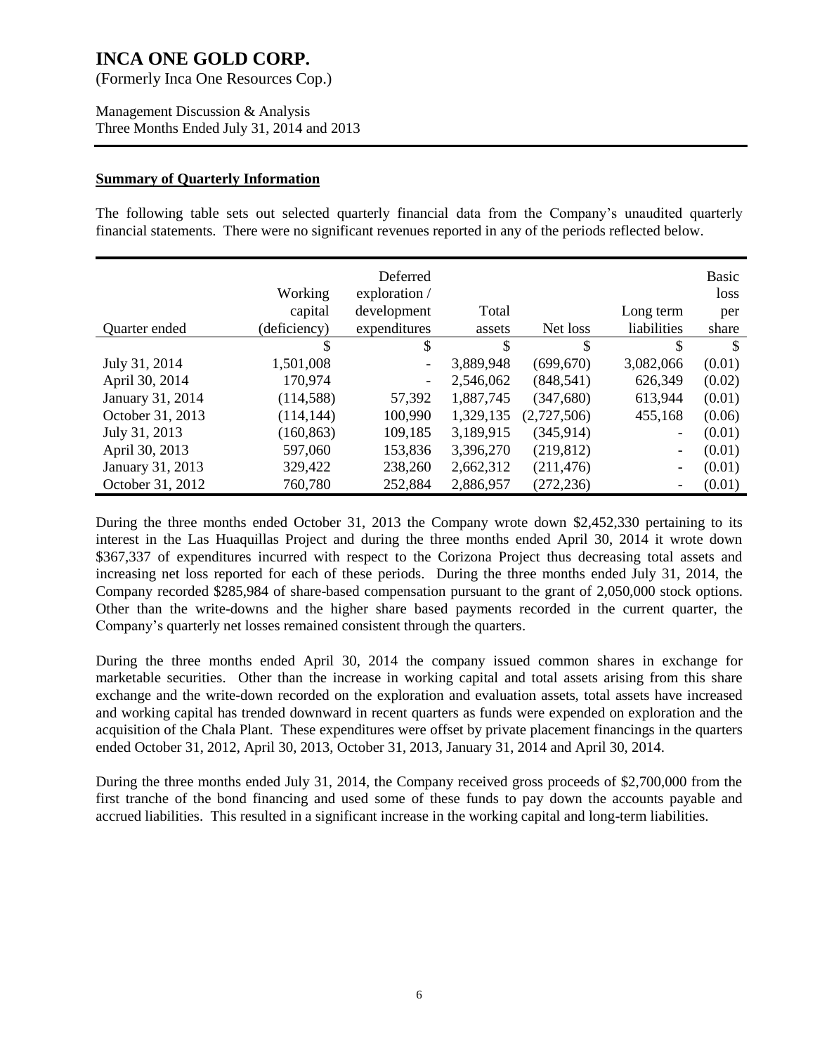## Summary of Quarterly Information

The following table sets out selected quarterly financial data from the Company's unaudited quarterly financial statements. There were no significant revenues reported in any of the periods reflected below.

| Quarter ended | Working capital (deficiency) | Deferred exploration / development expenditures | Total assets | Net loss | Long term liabilities | Basic loss per share |
|---|---|---|---|---|---|---|
| | $ | $ | $ | $ | $ | $ |
| July 31, 2014 | 1,501,008 | - | 3,889,948 | (699,670) | 3,082,066 | (0.01) |
| April 30, 2014 | 170,974 | - | 2,546,062 | (848,541) | 626,349 | (0.02) |
| January 31, 2014 | (114,588) | 57,392 | 1,887,745 | (347,680) | 613,944 | (0.01) |
| October 31, 2013 | (114,144) | 100,990 | 1,329,135 | (2,727,506) | 455,168 | (0.06) |
| July 31, 2013 | (160,863) | 109,185 | 3,189,915 | (345,914) | - | (0.01) |
| April 30, 2013 | 597,060 | 153,836 | 3,396,270 | (219,812) | - | (0.01) |
| January 31, 2013 | 329,422 | 238,260 | 2,662,312 | (211,476) | - | (0.01) |
| October 31, 2012 | 760,780 | 252,884 | 2,886,957 | (272,236) | - | (0.01) |

During the three months ended October 31, 2013 the Company wrote down $2,452,330 pertaining to its interest in the Las Huaquillas Project and during the three months ended April 30, 2014 it wrote down $367,337 of expenditures incurred with respect to the Corizona Project thus decreasing total assets and increasing net loss reported for each of these periods. During the three months ended July 31, 2014, the Company recorded $285,984 of share-based compensation pursuant to the grant of 2,050,000 stock options. Other than the write-downs and the higher share based payments recorded in the current quarter, the Company's quarterly net losses remained consistent through the quarters.

During the three months ended April 30, 2014 the company issued common shares in exchange for marketable securities. Other than the increase in working capital and total assets arising from this share exchange and the write-down recorded on the exploration and evaluation assets, total assets have increased and working capital has trended downward in recent quarters as funds were expended on exploration and the acquisition of the Chala Plant. These expenditures were offset by private placement financings in the quarters ended October 31, 2012, April 30, 2013, October 31, 2013, January 31, 2014 and April 30, 2014.

During the three months ended July 31, 2014, the Company received gross proceeds of $2,700,000 from the first tranche of the bond financing and used some of these funds to pay down the accounts payable and accrued liabilities. This resulted in a significant increase in the working capital and long-term liabilities.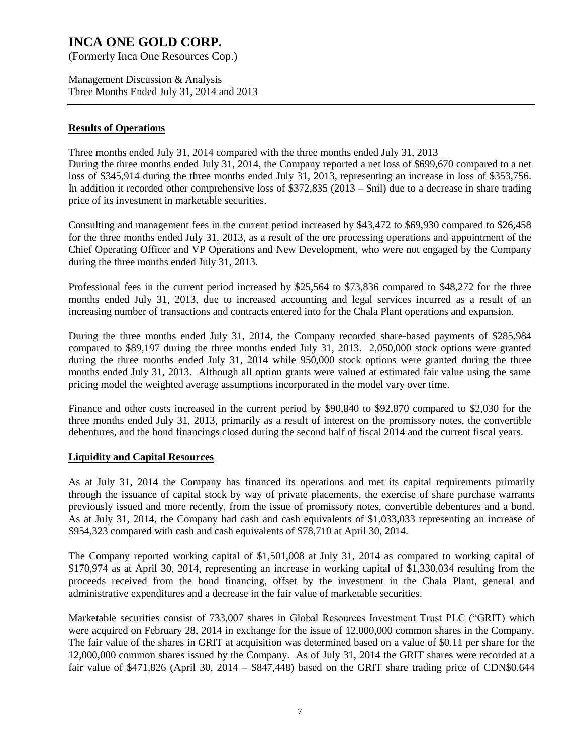## Results of Operations

Three months ended July 31, 2014 compared with the three months ended July 31, 2013

During the three months ended July 31, 2014, the Company reported a net loss of $699,670 compared to a net loss of $345,914 during the three months ended July 31, 2013, representing an increase in loss of $353,756. In addition it recorded other comprehensive loss of $372,835 (2013 – $nil) due to a decrease in share trading price of its investment in marketable securities.

Consulting and management fees in the current period increased by $43,472 to $69,930 compared to $26,458 for the three months ended July 31, 2013, as a result of the ore processing operations and appointment of the Chief Operating Officer and VP Operations and New Development, who were not engaged by the Company during the three months ended July 31, 2013.

Professional fees in the current period increased by $25,564 to $73,836 compared to $48,272 for the three months ended July 31, 2013, due to increased accounting and legal services incurred as a result of an increasing number of transactions and contracts entered into for the Chala Plant operations and expansion.

During the three months ended July 31, 2014, the Company recorded share-based payments of $285,984 compared to $89,197 during the three months ended July 31, 2013. 2,050,000 stock options were granted during the three months ended July 31, 2014 while 950,000 stock options were granted during the three months ended July 31, 2013. Although all option grants were valued at estimated fair value using the same pricing model the weighted average assumptions incorporated in the model vary over time.

Finance and other costs increased in the current period by $90,840 to $92,870 compared to $2,030 for the three months ended July 31, 2013, primarily as a result of interest on the promissory notes, the convertible debentures, and the bond financings closed during the second half of fiscal 2014 and the current fiscal years.

## Liquidity and Capital Resources

As at July 31, 2014 the Company has financed its operations and met its capital requirements primarily through the issuance of capital stock by way of private placements, the exercise of share purchase warrants previously issued and more recently, from the issue of promissory notes, convertible debentures and a bond. As at July 31, 2014, the Company had cash and cash equivalents of $1,033,033 representing an increase of $954,323 compared with cash and cash equivalents of $78,710 at April 30, 2014.

The Company reported working capital of $1,501,008 at July 31, 2014 as compared to working capital of $170,974 as at April 30, 2014, representing an increase in working capital of $1,330,034 resulting from the proceeds received from the bond financing, offset by the investment in the Chala Plant, general and administrative expenditures and a decrease in the fair value of marketable securities.

Marketable securities consist of 733,007 shares in Global Resources Investment Trust PLC ("GRIT) which were acquired on February 28, 2014 in exchange for the issue of 12,000,000 common shares in the Company. The fair value of the shares in GRIT at acquisition was determined based on a value of $0.11 per share for the 12,000,000 common shares issued by the Company. As of July 31, 2014 the GRIT shares were recorded at a fair value of $471,826 (April 30, 2014 – $847,448) based on the GRIT share trading price of CDN$0.644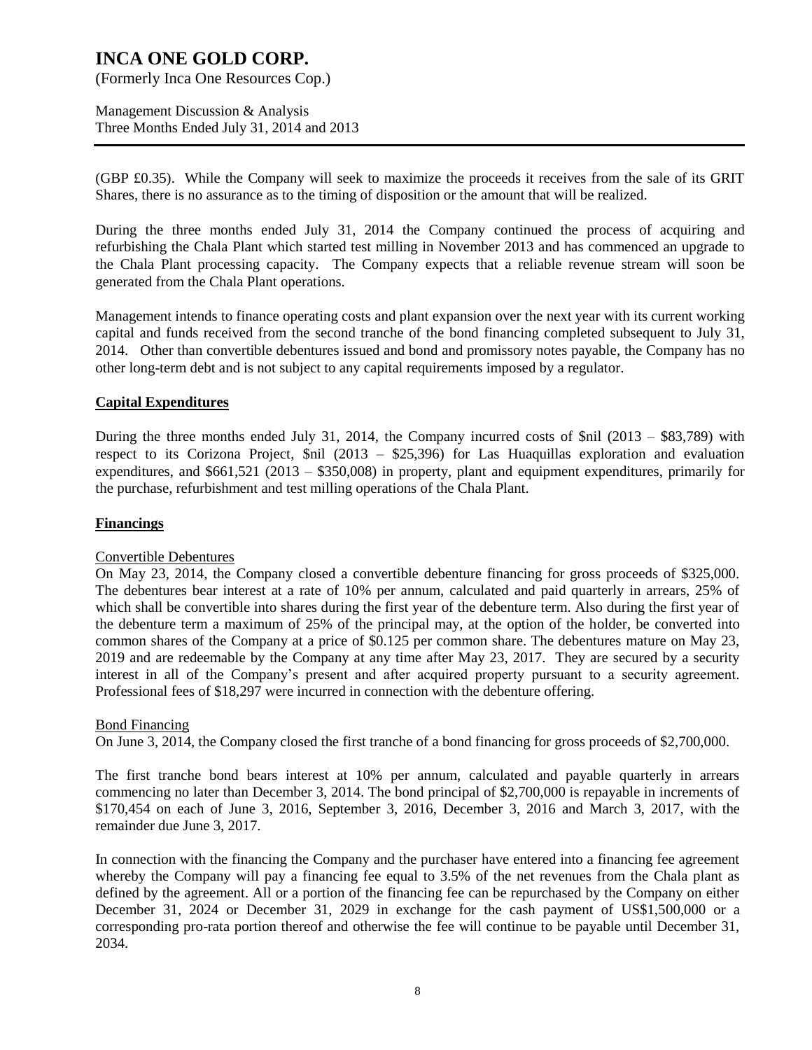(GBP £0.35). While the Company will seek to maximize the proceeds it receives from the sale of its GRIT Shares, there is no assurance as to the timing of disposition or the amount that will be realized.

During the three months ended July 31, 2014 the Company continued the process of acquiring and refurbishing the Chala Plant which started test milling in November 2013 and has commenced an upgrade to the Chala Plant processing capacity. The Company expects that a reliable revenue stream will soon be generated from the Chala Plant operations.

Management intends to finance operating costs and plant expansion over the next year with its current working capital and funds received from the second tranche of the bond financing completed subsequent to July 31, 2014. Other than convertible debentures issued and bond and promissory notes payable, the Company has no other long-term debt and is not subject to any capital requirements imposed by a regulator.

## Capital Expenditures

During the three months ended July 31, 2014, the Company incurred costs of $nil (2013 – $83,789) with respect to its Corizona Project, $nil (2013 – $25,396) for Las Huaquillas exploration and evaluation expenditures, and $661,521 (2013 – $350,008) in property, plant and equipment expenditures, primarily for the purchase, refurbishment and test milling operations of the Chala Plant.

## Financings

### Convertible Debentures

On May 23, 2014, the Company closed a convertible debenture financing for gross proceeds of $325,000. The debentures bear interest at a rate of 10% per annum, calculated and paid quarterly in arrears, 25% of which shall be convertible into shares during the first year of the debenture term. Also during the first year of the debenture term a maximum of 25% of the principal may, at the option of the holder, be converted into common shares of the Company at a price of $0.125 per common share. The debentures mature on May 23, 2019 and are redeemable by the Company at any time after May 23, 2017. They are secured by a security interest in all of the Company's present and after acquired property pursuant to a security agreement. Professional fees of $18,297 were incurred in connection with the debenture offering.

### Bond Financing

On June 3, 2014, the Company closed the first tranche of a bond financing for gross proceeds of $2,700,000.

The first tranche bond bears interest at 10% per annum, calculated and payable quarterly in arrears commencing no later than December 3, 2014. The bond principal of $2,700,000 is repayable in increments of $170,454 on each of June 3, 2016, September 3, 2016, December 3, 2016 and March 3, 2017, with the remainder due June 3, 2017.

In connection with the financing the Company and the purchaser have entered into a financing fee agreement whereby the Company will pay a financing fee equal to 3.5% of the net revenues from the Chala plant as defined by the agreement. All or a portion of the financing fee can be repurchased by the Company on either December 31, 2024 or December 31, 2029 in exchange for the cash payment of US$1,500,000 or a corresponding pro-rata portion thereof and otherwise the fee will continue to be payable until December 31, 2034.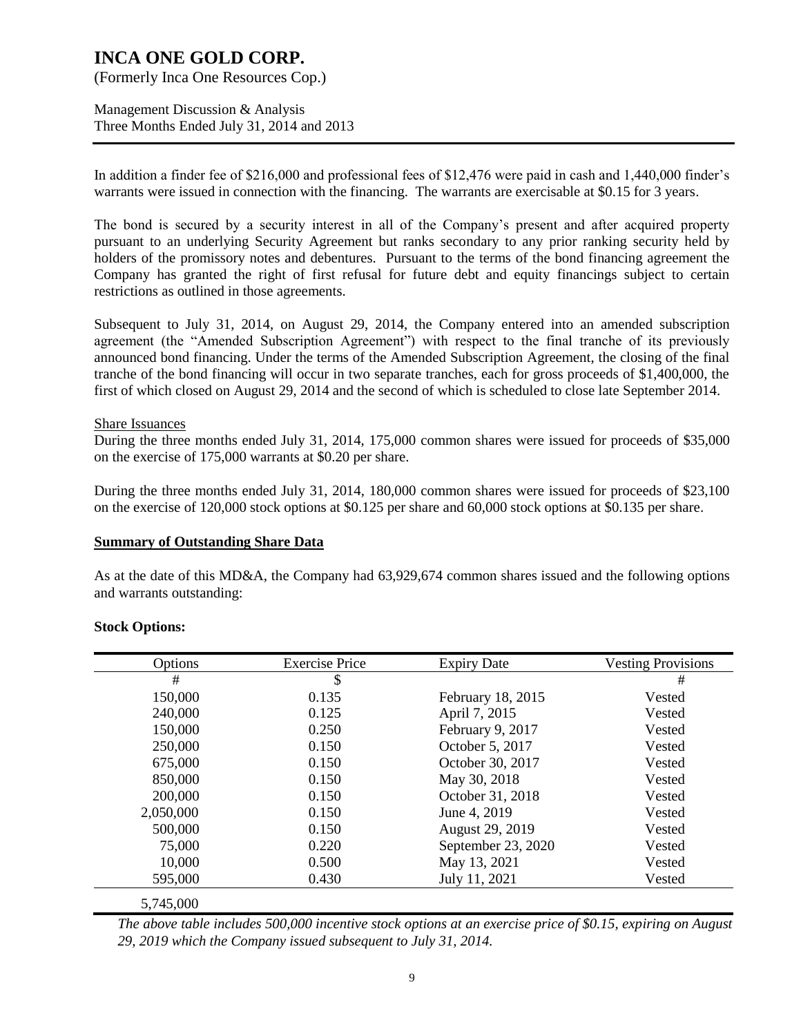In addition a finder fee of $216,000 and professional fees of $12,476 were paid in cash and 1,440,000 finder's warrants were issued in connection with the financing. The warrants are exercisable at $0.15 for 3 years.

The bond is secured by a security interest in all of the Company's present and after acquired property pursuant to an underlying Security Agreement but ranks secondary to any prior ranking security held by holders of the promissory notes and debentures. Pursuant to the terms of the bond financing agreement the Company has granted the right of first refusal for future debt and equity financings subject to certain restrictions as outlined in those agreements.

Subsequent to July 31, 2014, on August 29, 2014, the Company entered into an amended subscription agreement (the "Amended Subscription Agreement") with respect to the final tranche of its previously announced bond financing. Under the terms of the Amended Subscription Agreement, the closing of the final tranche of the bond financing will occur in two separate tranches, each for gross proceeds of $1,400,000, the first of which closed on August 29, 2014 and the second of which is scheduled to close late September 2014.

Share Issuances

During the three months ended July 31, 2014, 175,000 common shares were issued for proceeds of $35,000 on the exercise of 175,000 warrants at $0.20 per share.

During the three months ended July 31, 2014, 180,000 common shares were issued for proceeds of $23,100 on the exercise of 120,000 stock options at $0.125 per share and 60,000 stock options at $0.135 per share.

## Summary of Outstanding Share Data

As at the date of this MD&A, the Company had 63,929,674 common shares issued and the following options and warrants outstanding:

**Stock Options:**

| Options | Exercise Price | Expiry Date | Vesting Provisions |
|---|---|---|---|
| # | $ | | # |
| 150,000 | 0.135 | February 18, 2015 | Vested |
| 240,000 | 0.125 | April 7, 2015 | Vested |
| 150,000 | 0.250 | February 9, 2017 | Vested |
| 250,000 | 0.150 | October 5, 2017 | Vested |
| 675,000 | 0.150 | October 30, 2017 | Vested |
| 850,000 | 0.150 | May 30, 2018 | Vested |
| 200,000 | 0.150 | October 31, 2018 | Vested |
| 2,050,000 | 0.150 | June 4, 2019 | Vested |
| 500,000 | 0.150 | August 29, 2019 | Vested |
| 75,000 | 0.220 | September 23, 2020 | Vested |
| 10,000 | 0.500 | May 13, 2021 | Vested |
| 595,000 | 0.430 | July 11, 2021 | Vested |
| 5,745,000 | | | |

*The above table includes 500,000 incentive stock options at an exercise price of $0.15, expiring on August 29, 2019 which the Company issued subsequent to July 31, 2014.*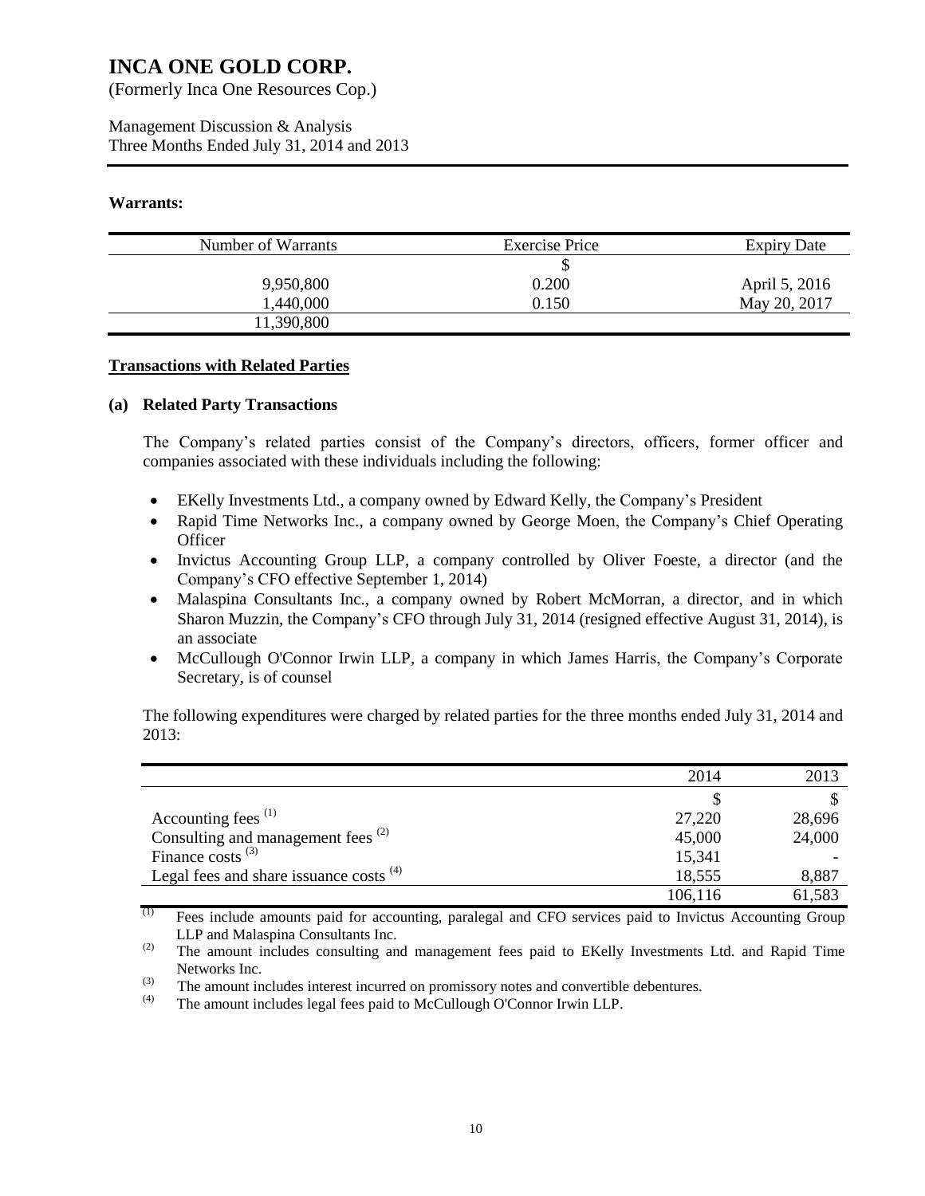**Warrants:**

| Number of Warrants | Exercise Price | Expiry Date |
|---|---|---|
| | $ | |
| 9,950,800 | 0.200 | April 5, 2016 |
| 1,440,000 | 0.150 | May 20, 2017 |
| 11,390,800 | | |

## Transactions with Related Parties

### (a) Related Party Transactions

The Company's related parties consist of the Company's directors, officers, former officer and companies associated with these individuals including the following:

- EKelly Investments Ltd., a company owned by Edward Kelly, the Company's President
- Rapid Time Networks Inc., a company owned by George Moen, the Company's Chief Operating Officer
- Invictus Accounting Group LLP, a company controlled by Oliver Foeste, a director (and the Company's CFO effective September 1, 2014)
- Malaspina Consultants Inc., a company owned by Robert McMorran, a director, and in which Sharon Muzzin, the Company's CFO through July 31, 2014 (resigned effective August 31, 2014), is an associate
- McCullough O'Connor Irwin LLP, a company in which James Harris, the Company's Corporate Secretary, is of counsel

The following expenditures were charged by related parties for the three months ended July 31, 2014 and 2013:

| | 2014 | 2013 |
|---|---|---|
| | $ | $ |
| Accounting fees [(1)] | 27,220 | 28,696 |
| Consulting and management fees [(2)] | 45,000 | 24,000 |
| Finance costs [(3)] | 15,341 | - |
| Legal fees and share issuance costs [(4)] | 18,555 | 8,887 |
| | 106,116 | 61,583 |

(1) Fees include amounts paid for accounting, paralegal and CFO services paid to Invictus Accounting Group LLP and Malaspina Consultants Inc.

(2) The amount includes consulting and management fees paid to EKelly Investments Ltd. and Rapid Time Networks Inc.

(3) The amount includes interest incurred on promissory notes and convertible debentures.

(4) The amount includes legal fees paid to McCullough O'Connor Irwin LLP.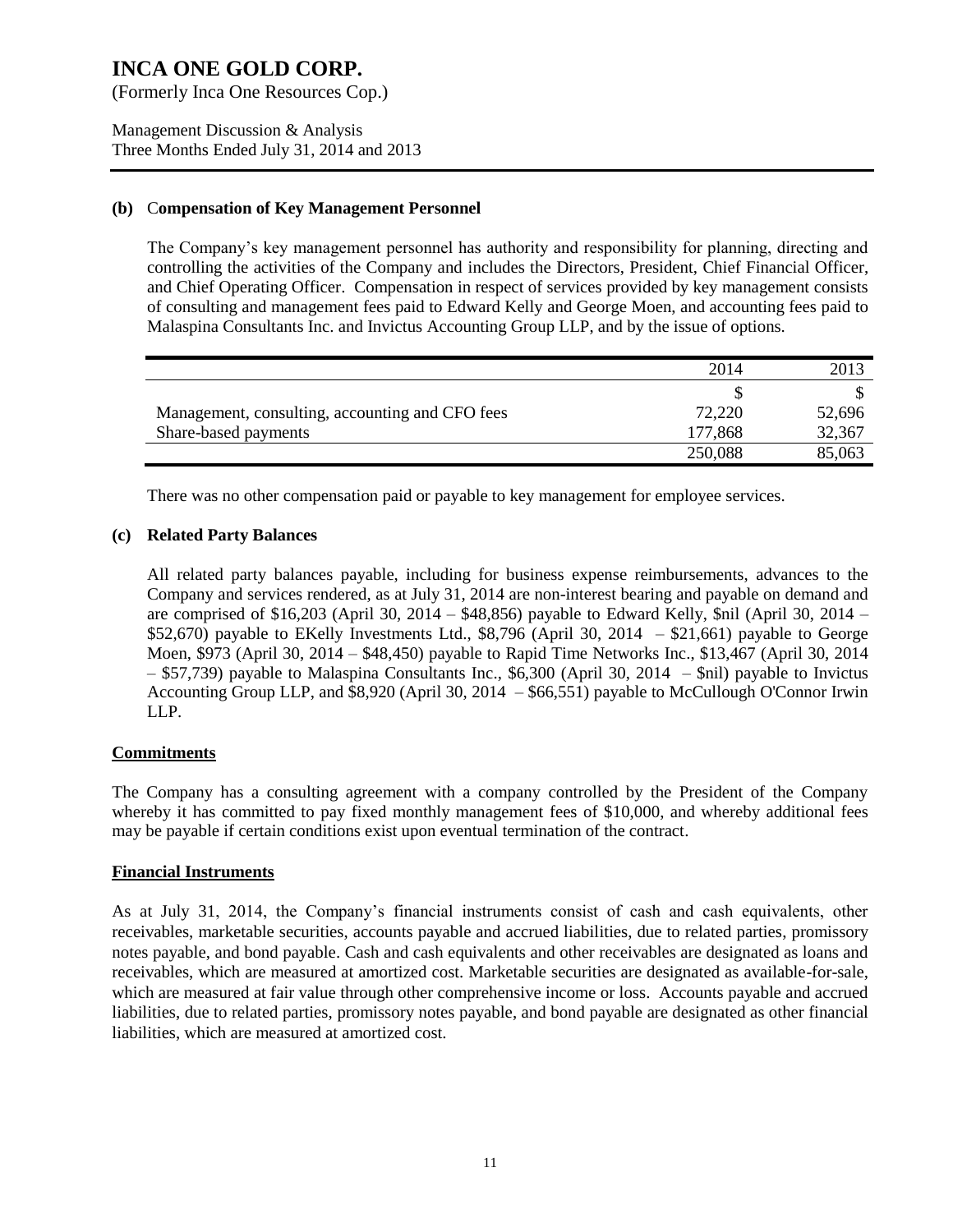### (b) Compensation of Key Management Personnel

The Company's key management personnel has authority and responsibility for planning, directing and controlling the activities of the Company and includes the Directors, President, Chief Financial Officer, and Chief Operating Officer. Compensation in respect of services provided by key management consists of consulting and management fees paid to Edward Kelly and George Moen, and accounting fees paid to Malaspina Consultants Inc. and Invictus Accounting Group LLP, and by the issue of options.

| | 2014 | 2013 |
|---|---|---|
| | $ | $ |
| Management, consulting, accounting and CFO fees | 72,220 | 52,696 |
| Share-based payments | 177,868 | 32,367 |
| | 250,088 | 85,063 |

There was no other compensation paid or payable to key management for employee services.

### (c) Related Party Balances

All related party balances payable, including for business expense reimbursements, advances to the Company and services rendered, as at July 31, 2014 are non-interest bearing and payable on demand and are comprised of $16,203 (April 30, 2014 – $48,856) payable to Edward Kelly, $nil (April 30, 2014 – $52,670) payable to EKelly Investments Ltd., $8,796 (April 30, 2014 – $21,661) payable to George Moen, $973 (April 30, 2014 – $48,450) payable to Rapid Time Networks Inc., $13,467 (April 30, 2014 – $57,739) payable to Malaspina Consultants Inc., $6,300 (April 30, 2014 – $nil) payable to Invictus Accounting Group LLP, and $8,920 (April 30, 2014 – $66,551) payable to McCullough O'Connor Irwin LLP.

## Commitments

The Company has a consulting agreement with a company controlled by the President of the Company whereby it has committed to pay fixed monthly management fees of $10,000, and whereby additional fees may be payable if certain conditions exist upon eventual termination of the contract.

## Financial Instruments

As at July 31, 2014, the Company's financial instruments consist of cash and cash equivalents, other receivables, marketable securities, accounts payable and accrued liabilities, due to related parties, promissory notes payable, and bond payable. Cash and cash equivalents and other receivables are designated as loans and receivables, which are measured at amortized cost. Marketable securities are designated as available-for-sale, which are measured at fair value through other comprehensive income or loss. Accounts payable and accrued liabilities, due to related parties, promissory notes payable, and bond payable are designated as other financial liabilities, which are measured at amortized cost.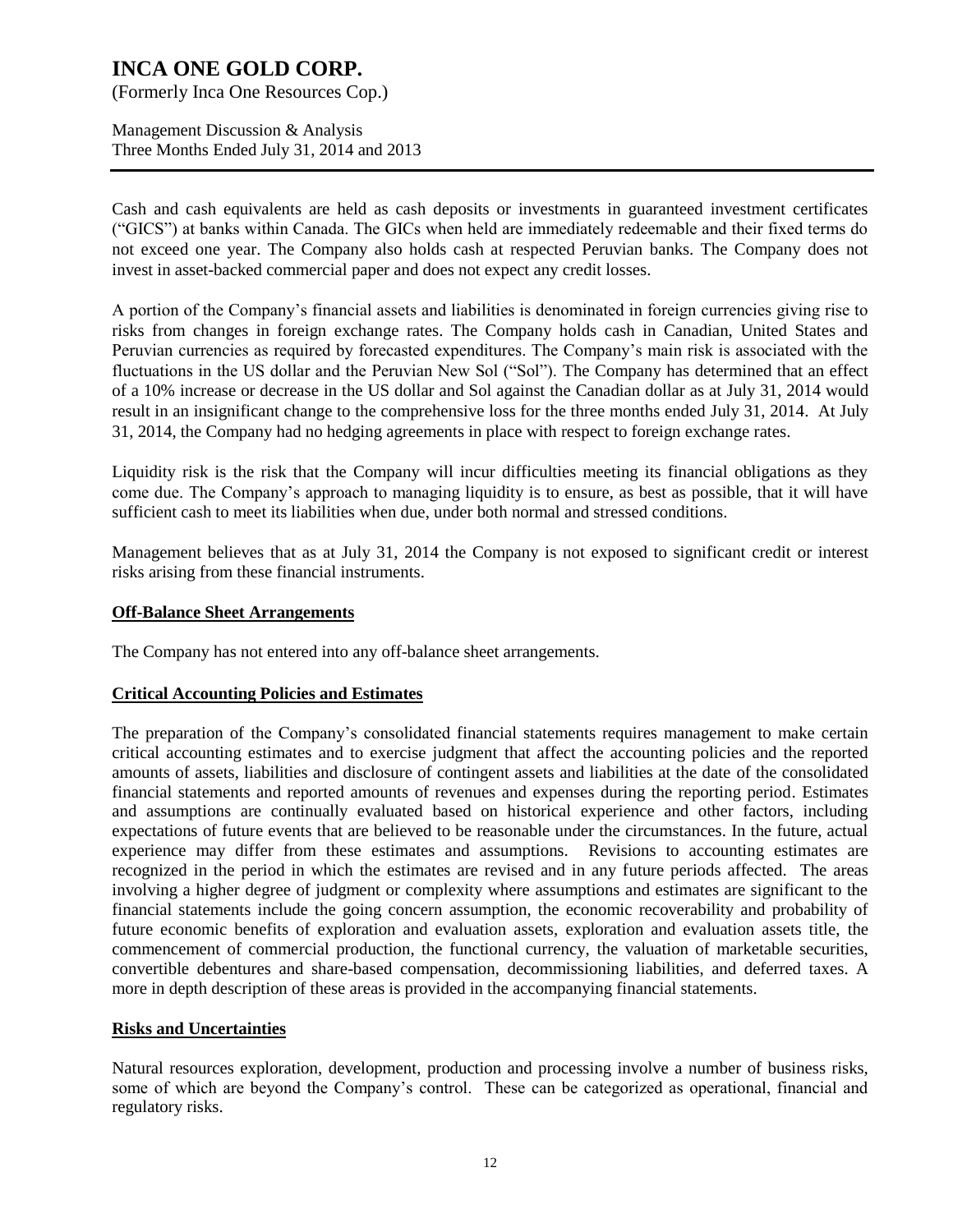Cash and cash equivalents are held as cash deposits or investments in guaranteed investment certificates ("GICS") at banks within Canada. The GICs when held are immediately redeemable and their fixed terms do not exceed one year. The Company also holds cash at respected Peruvian banks. The Company does not invest in asset-backed commercial paper and does not expect any credit losses.

A portion of the Company's financial assets and liabilities is denominated in foreign currencies giving rise to risks from changes in foreign exchange rates. The Company holds cash in Canadian, United States and Peruvian currencies as required by forecasted expenditures. The Company's main risk is associated with the fluctuations in the US dollar and the Peruvian New Sol ("Sol"). The Company has determined that an effect of a 10% increase or decrease in the US dollar and Sol against the Canadian dollar as at July 31, 2014 would result in an insignificant change to the comprehensive loss for the three months ended July 31, 2014. At July 31, 2014, the Company had no hedging agreements in place with respect to foreign exchange rates.

Liquidity risk is the risk that the Company will incur difficulties meeting its financial obligations as they come due. The Company's approach to managing liquidity is to ensure, as best as possible, that it will have sufficient cash to meet its liabilities when due, under both normal and stressed conditions.

Management believes that as at July 31, 2014 the Company is not exposed to significant credit or interest risks arising from these financial instruments.

## Off-Balance Sheet Arrangements

The Company has not entered into any off-balance sheet arrangements.

## Critical Accounting Policies and Estimates

The preparation of the Company's consolidated financial statements requires management to make certain critical accounting estimates and to exercise judgment that affect the accounting policies and the reported amounts of assets, liabilities and disclosure of contingent assets and liabilities at the date of the consolidated financial statements and reported amounts of revenues and expenses during the reporting period. Estimates and assumptions are continually evaluated based on historical experience and other factors, including expectations of future events that are believed to be reasonable under the circumstances. In the future, actual experience may differ from these estimates and assumptions. Revisions to accounting estimates are recognized in the period in which the estimates are revised and in any future periods affected. The areas involving a higher degree of judgment or complexity where assumptions and estimates are significant to the financial statements include the going concern assumption, the economic recoverability and probability of future economic benefits of exploration and evaluation assets, exploration and evaluation assets title, the commencement of commercial production, the functional currency, the valuation of marketable securities, convertible debentures and share-based compensation, decommissioning liabilities, and deferred taxes. A more in depth description of these areas is provided in the accompanying financial statements.

## Risks and Uncertainties

Natural resources exploration, development, production and processing involve a number of business risks, some of which are beyond the Company's control. These can be categorized as operational, financial and regulatory risks.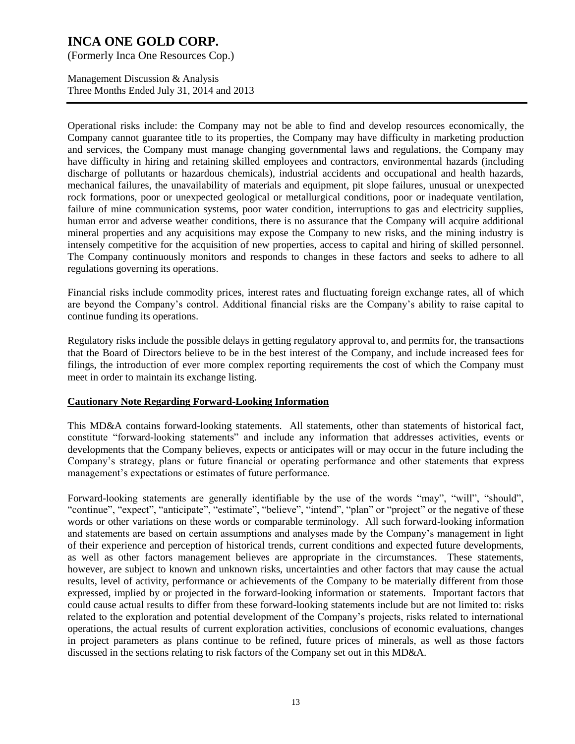Operational risks include: the Company may not be able to find and develop resources economically, the Company cannot guarantee title to its properties, the Company may have difficulty in marketing production and services, the Company must manage changing governmental laws and regulations, the Company may have difficulty in hiring and retaining skilled employees and contractors, environmental hazards (including discharge of pollutants or hazardous chemicals), industrial accidents and occupational and health hazards, mechanical failures, the unavailability of materials and equipment, pit slope failures, unusual or unexpected rock formations, poor or unexpected geological or metallurgical conditions, poor or inadequate ventilation, failure of mine communication systems, poor water condition, interruptions to gas and electricity supplies, human error and adverse weather conditions, there is no assurance that the Company will acquire additional mineral properties and any acquisitions may expose the Company to new risks, and the mining industry is intensely competitive for the acquisition of new properties, access to capital and hiring of skilled personnel. The Company continuously monitors and responds to changes in these factors and seeks to adhere to all regulations governing its operations.

Financial risks include commodity prices, interest rates and fluctuating foreign exchange rates, all of which are beyond the Company's control. Additional financial risks are the Company's ability to raise capital to continue funding its operations.

Regulatory risks include the possible delays in getting regulatory approval to, and permits for, the transactions that the Board of Directors believe to be in the best interest of the Company, and include increased fees for filings, the introduction of ever more complex reporting requirements the cost of which the Company must meet in order to maintain its exchange listing.

## Cautionary Note Regarding Forward-Looking Information

This MD&A contains forward-looking statements. All statements, other than statements of historical fact, constitute "forward-looking statements" and include any information that addresses activities, events or developments that the Company believes, expects or anticipates will or may occur in the future including the Company's strategy, plans or future financial or operating performance and other statements that express management's expectations or estimates of future performance.

Forward-looking statements are generally identifiable by the use of the words "may", "will", "should", "continue", "expect", "anticipate", "estimate", "believe", "intend", "plan" or "project" or the negative of these words or other variations on these words or comparable terminology. All such forward-looking information and statements are based on certain assumptions and analyses made by the Company's management in light of their experience and perception of historical trends, current conditions and expected future developments, as well as other factors management believes are appropriate in the circumstances. These statements, however, are subject to known and unknown risks, uncertainties and other factors that may cause the actual results, level of activity, performance or achievements of the Company to be materially different from those expressed, implied by or projected in the forward-looking information or statements. Important factors that could cause actual results to differ from these forward-looking statements include but are not limited to: risks related to the exploration and potential development of the Company's projects, risks related to international operations, the actual results of current exploration activities, conclusions of economic evaluations, changes in project parameters as plans continue to be refined, future prices of minerals, as well as those factors discussed in the sections relating to risk factors of the Company set out in this MD&A.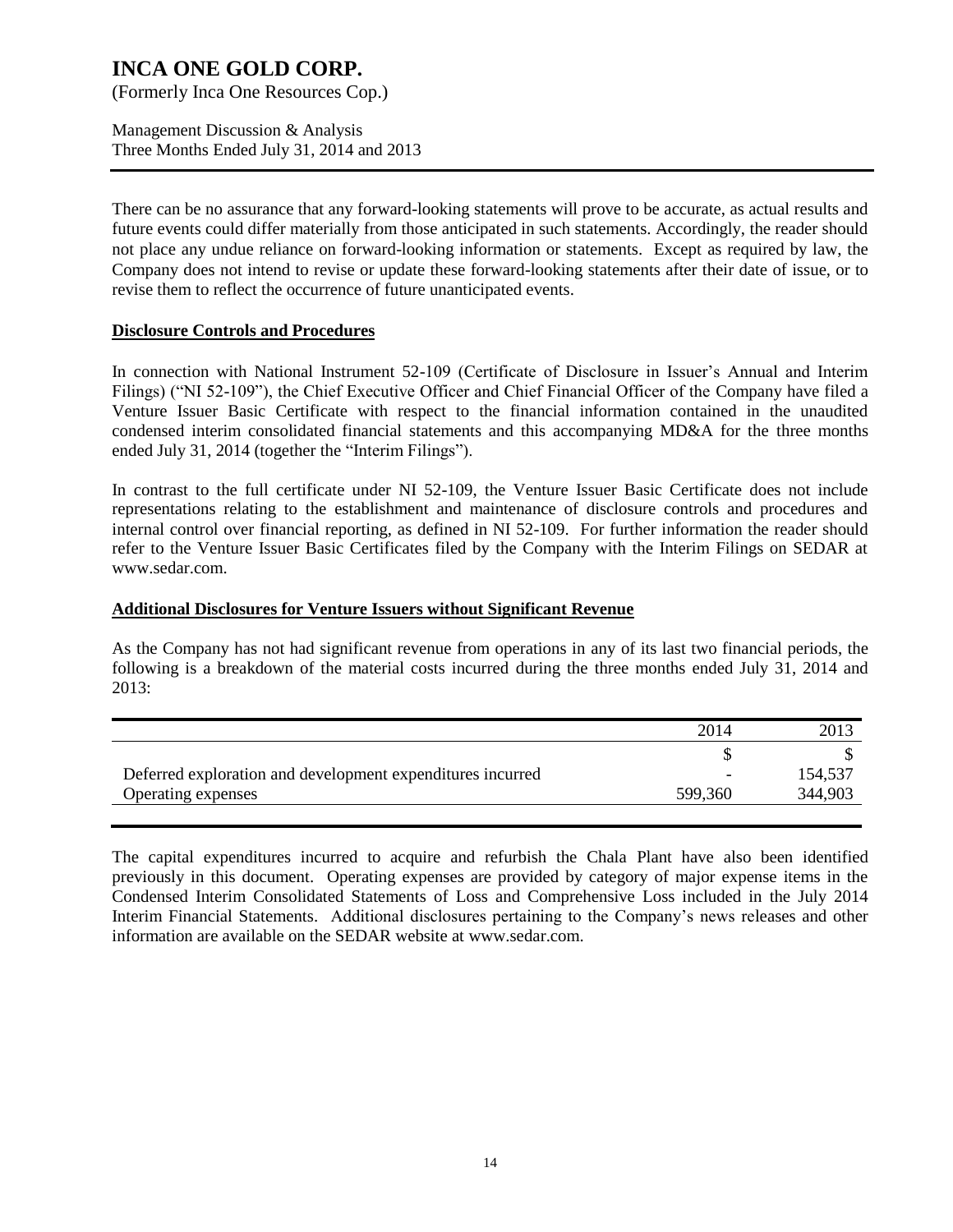There can be no assurance that any forward-looking statements will prove to be accurate, as actual results and future events could differ materially from those anticipated in such statements. Accordingly, the reader should not place any undue reliance on forward-looking information or statements. Except as required by law, the Company does not intend to revise or update these forward-looking statements after their date of issue, or to revise them to reflect the occurrence of future unanticipated events.

## Disclosure Controls and Procedures

In connection with National Instrument 52-109 (Certificate of Disclosure in Issuer's Annual and Interim Filings) ("NI 52-109"), the Chief Executive Officer and Chief Financial Officer of the Company have filed a Venture Issuer Basic Certificate with respect to the financial information contained in the unaudited condensed interim consolidated financial statements and this accompanying MD&A for the three months ended July 31, 2014 (together the "Interim Filings").

In contrast to the full certificate under NI 52-109, the Venture Issuer Basic Certificate does not include representations relating to the establishment and maintenance of disclosure controls and procedures and internal control over financial reporting, as defined in NI 52-109. For further information the reader should refer to the Venture Issuer Basic Certificates filed by the Company with the Interim Filings on SEDAR at www.sedar.com.

## Additional Disclosures for Venture Issuers without Significant Revenue

As the Company has not had significant revenue from operations in any of its last two financial periods, the following is a breakdown of the material costs incurred during the three months ended July 31, 2014 and 2013:

| | 2014 | 2013 |
|---|---|---|
| | $ | $ |
| Deferred exploration and development expenditures incurred | - | 154,537 |
| Operating expenses | 599,360 | 344,903 |

The capital expenditures incurred to acquire and refurbish the Chala Plant have also been identified previously in this document. Operating expenses are provided by category of major expense items in the Condensed Interim Consolidated Statements of Loss and Comprehensive Loss included in the July 2014 Interim Financial Statements. Additional disclosures pertaining to the Company's news releases and other information are available on the SEDAR website at www.sedar.com.